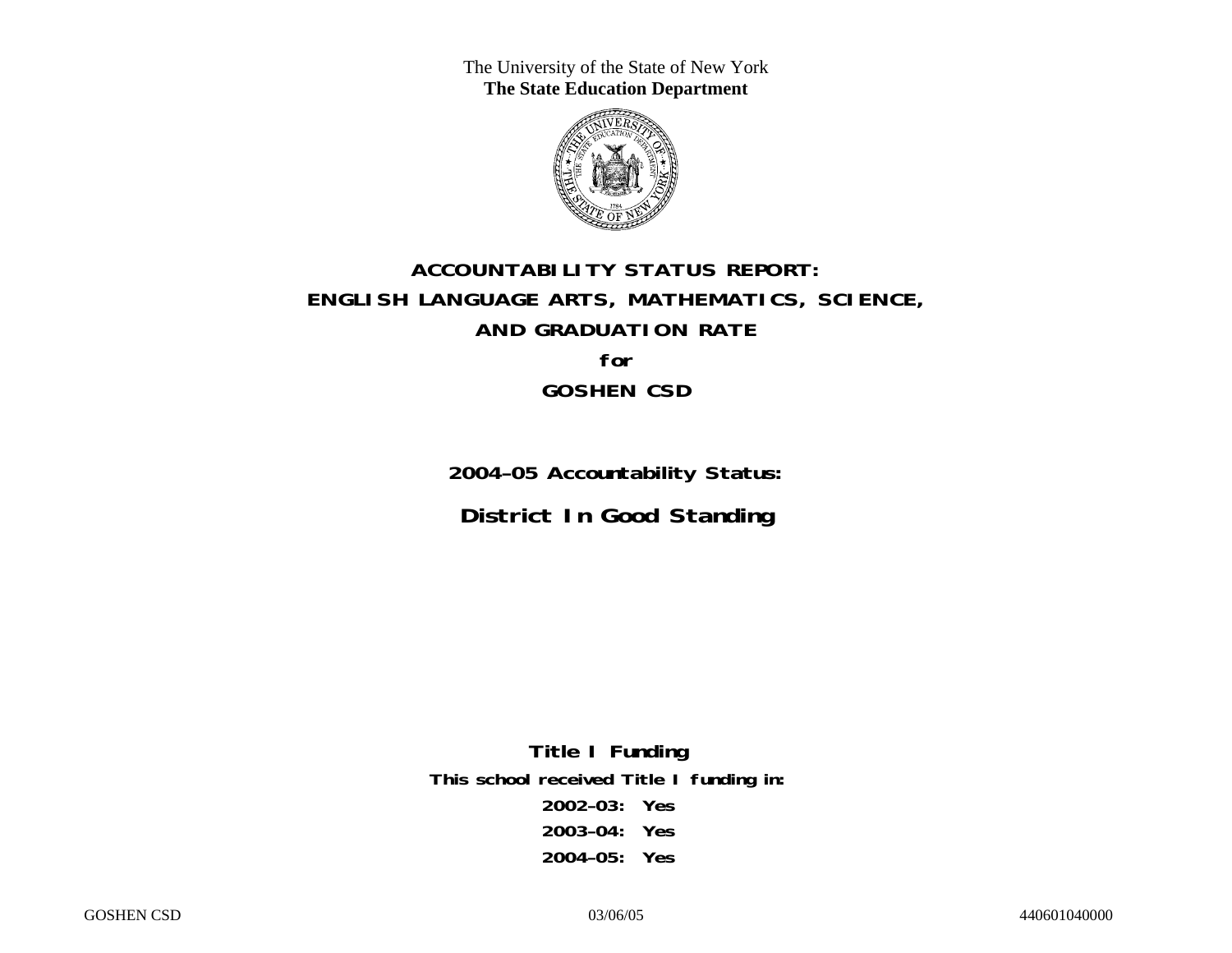The University of the State of New York
**The State Education Department**

# ACCOUNTABILITY STATUS REPORT: ENGLISH LANGUAGE ARTS, MATHEMATICS, SCIENCE, AND GRADUATION RATE

**for**

## GOSHEN CSD

**2004–05 Accountability Status:**

## District In Good Standing

**Title I Funding**

**This school received Title I funding in:**

**2002–03: Yes**

**2003–04: Yes**

**2004–05: Yes**

GOSHEN CSD 03/06/05 440601040000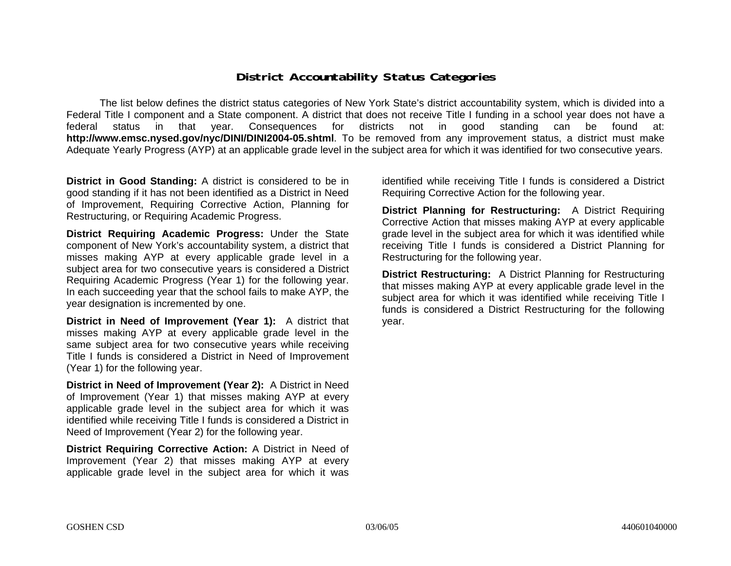## District Accountability Status Categories

The list below defines the district status categories of New York State's district accountability system, which is divided into a Federal Title I component and a State component. A district that does not receive Title I funding in a school year does not have a federal status in that year. Consequences for districts not in good standing can be found at: **http://www.emsc.nysed.gov/nyc/DINI/DINI2004-05.shtml**. To be removed from any improvement status, a district must make Adequate Yearly Progress (AYP) at an applicable grade level in the subject area for which it was identified for two consecutive years.

**District in Good Standing:** A district is considered to be in good standing if it has not been identified as a District in Need of Improvement, Requiring Corrective Action, Planning for Restructuring, or Requiring Academic Progress.

**District Requiring Academic Progress:** Under the State component of New York's accountability system, a district that misses making AYP at every applicable grade level in a subject area for two consecutive years is considered a District Requiring Academic Progress (Year 1) for the following year. In each succeeding year that the school fails to make AYP, the year designation is incremented by one.

**District in Need of Improvement (Year 1):** A district that misses making AYP at every applicable grade level in the same subject area for two consecutive years while receiving Title I funds is considered a District in Need of Improvement (Year 1) for the following year.

**District in Need of Improvement (Year 2):** A District in Need of Improvement (Year 1) that misses making AYP at every applicable grade level in the subject area for which it was identified while receiving Title I funds is considered a District in Need of Improvement (Year 2) for the following year.

**District Requiring Corrective Action:** A District in Need of Improvement (Year 2) that misses making AYP at every applicable grade level in the subject area for which it was identified while receiving Title I funds is considered a District Requiring Corrective Action for the following year.

**District Planning for Restructuring:** A District Requiring Corrective Action that misses making AYP at every applicable grade level in the subject area for which it was identified while receiving Title I funds is considered a District Planning for Restructuring for the following year.

**District Restructuring:** A District Planning for Restructuring that misses making AYP at every applicable grade level in the subject area for which it was identified while receiving Title I funds is considered a District Restructuring for the following year.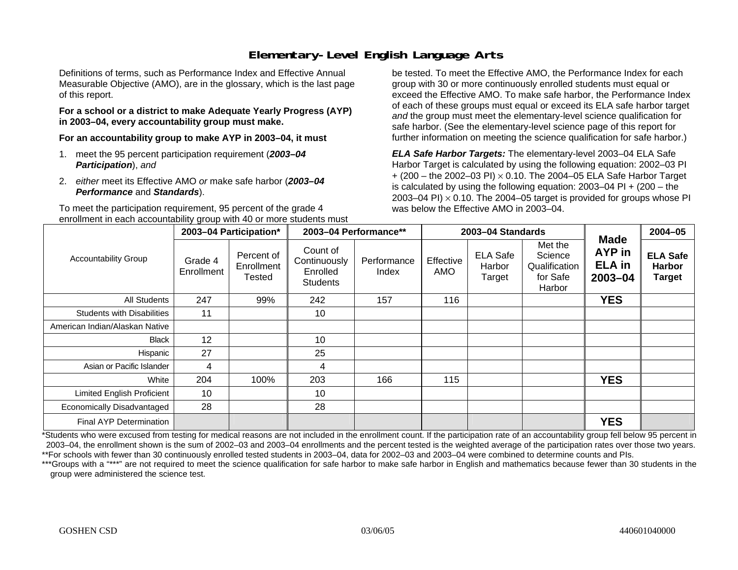# Elementary-Level English Language Arts

Definitions of terms, such as Performance Index and Effective Annual Measurable Objective (AMO), are in the glossary, which is the last page of this report.

**For a school or a district to make Adequate Yearly Progress (AYP) in 2003–04, every accountability group must make.**

**For an accountability group to make AYP in 2003–04, it must**

1. meet the 95 percent participation requirement (***2003–04 Participation***), *and*
2. *either* meet its Effective AMO *or* make safe harbor (***2003–04 Performance*** and ***Standards***).

To meet the participation requirement, 95 percent of the grade 4 enrollment in each accountability group with 40 or more students must be tested. To meet the Effective AMO, the Performance Index for each group with 30 or more continuously enrolled students must equal or exceed the Effective AMO. To make safe harbor, the Performance Index of each of these groups must equal or exceed its ELA safe harbor target *and* the group must meet the elementary-level science qualification for safe harbor. (See the elementary-level science page of this report for further information on meeting the science qualification for safe harbor.)

***ELA Safe Harbor Targets:*** The elementary-level 2003–04 ELA Safe Harbor Target is calculated by using the following equation: 2002–03 PI + (200 – the 2002–03 PI) $\times$ 0.10. The 2004–05 ELA Safe Harbor Target is calculated by using the following equation: 2003–04 PI + (200 – the 2003–04 PI) $\times$ 0.10. The 2004–05 target is provided for groups whose PI was below the Effective AMO in 2003–04.

| Accountability Group | 2003–04 Participation* | | 2003–04 Performance** | | 2003–04 Standards | | | Made AYP in ELA in 2003–04 | 2004–05 |
|---|---|---|---|---|---|---|---|---|---|
| | Grade 4 Enrollment | Percent of Enrollment Tested | Count of Continuously Enrolled Students | Performance Index | Effective AMO | ELA Safe Harbor Target | Met the Science Qualification for Safe Harbor | | ELA Safe Harbor Target |
| All Students | 247 | 99% | 242 | 157 | 116 | | | YES | |
| Students with Disabilities | 11 | | 10 | | | | | | |
| American Indian/Alaskan Native | | | | | | | | | |
| Black | 12 | | 10 | | | | | | |
| Hispanic | 27 | | 25 | | | | | | |
| Asian or Pacific Islander | 4 | | 4 | | | | | | |
| White | 204 | 100% | 203 | 166 | 115 | | | YES | |
| Limited English Proficient | 10 | | 10 | | | | | | |
| Economically Disadvantaged | 28 | | 28 | | | | | | |
| Final AYP Determination | | | | | | | | YES | |

*Students who were excused from testing for medical reasons are not included in the enrollment count. If the participation rate of an accountability group fell below 95 percent in 2003–04, the enrollment shown is the sum of 2002–03 and 2003–04 enrollments and the percent tested is the weighted average of the participation rates over those two years.
**For schools with fewer than 30 continuously enrolled tested students in 2003–04, data for 2002–03 and 2003–04 were combined to determine counts and PIs.
***Groups with a "***" are not required to meet the science qualification for safe harbor to make safe harbor in English and mathematics because fewer than 30 students in the group were administered the science test.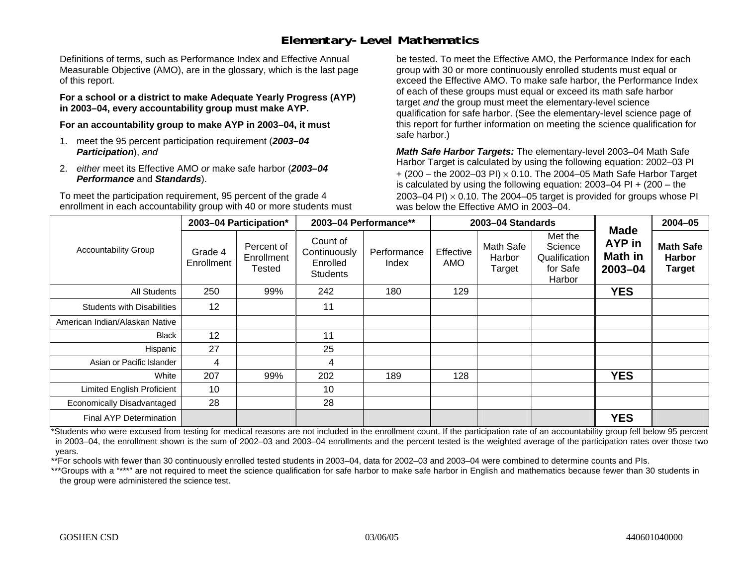# Elementary-Level Mathematics

Definitions of terms, such as Performance Index and Effective Annual Measurable Objective (AMO), are in the glossary, which is the last page of this report.

**For a school or a district to make Adequate Yearly Progress (AYP) in 2003–04, every accountability group must make AYP.**

**For an accountability group to make AYP in 2003–04, it must**

1. meet the 95 percent participation requirement (***2003–04 Participation***), *and*
2. *either* meet its Effective AMO *or* make safe harbor (***2003–04 Performance*** and ***Standards***).

To meet the participation requirement, 95 percent of the grade 4 enrollment in each accountability group with 40 or more students must be tested. To meet the Effective AMO, the Performance Index for each group with 30 or more continuously enrolled students must equal or exceed the Effective AMO. To make safe harbor, the Performance Index of each of these groups must equal or exceed its math safe harbor target *and* the group must meet the elementary-level science qualification for safe harbor. (See the elementary-level science page of this report for further information on meeting the science qualification for safe harbor.)

***Math Safe Harbor Targets:*** The elementary-level 2003–04 Math Safe Harbor Target is calculated by using the following equation: 2002–03 PI + (200 – the 2002–03 PI) $\times$ 0.10. The 2004–05 Math Safe Harbor Target is calculated by using the following equation: 2003–04 PI + (200 – the 2003–04 PI) $\times$ 0.10. The 2004–05 target is provided for groups whose PI was below the Effective AMO in 2003–04.

| Accountability Group | 2003–04 Participation* | | 2003–04 Performance** | | 2003–04 Standards | | | Made AYP in Math in 2003–04 | 2004–05 |
|---|---|---|---|---|---|---|---|---|---|
| | Grade 4 Enrollment | Percent of Enrollment Tested | Count of Continuously Enrolled Students | Performance Index | Effective AMO | Math Safe Harbor Target | Met the Science Qualification for Safe Harbor | | Math Safe Harbor Target |
| All Students | 250 | 99% | 242 | 180 | 129 | | | **YES** | |
| Students with Disabilities | 12 | | 11 | | | | | | |
| American Indian/Alaskan Native | | | | | | | | | |
| Black | 12 | | 11 | | | | | | |
| Hispanic | 27 | | 25 | | | | | | |
| Asian or Pacific Islander | 4 | | 4 | | | | | | |
| White | 207 | 99% | 202 | 189 | 128 | | | **YES** | |
| Limited English Proficient | 10 | | 10 | | | | | | |
| Economically Disadvantaged | 28 | | 28 | | | | | | |
| Final AYP Determination | | | | | | | | **YES** | |

*Students who were excused from testing for medical reasons are not included in the enrollment count. If the participation rate of an accountability group fell below 95 percent in 2003–04, the enrollment shown is the sum of 2002–03 and 2003–04 enrollments and the percent tested is the weighted average of the participation rates over those two years.

**For schools with fewer than 30 continuously enrolled tested students in 2003–04, data for 2002–03 and 2003–04 were combined to determine counts and PIs.

***Groups with a "***" are not required to meet the science qualification for safe harbor to make safe harbor in English and mathematics because fewer than 30 students in the group were administered the science test.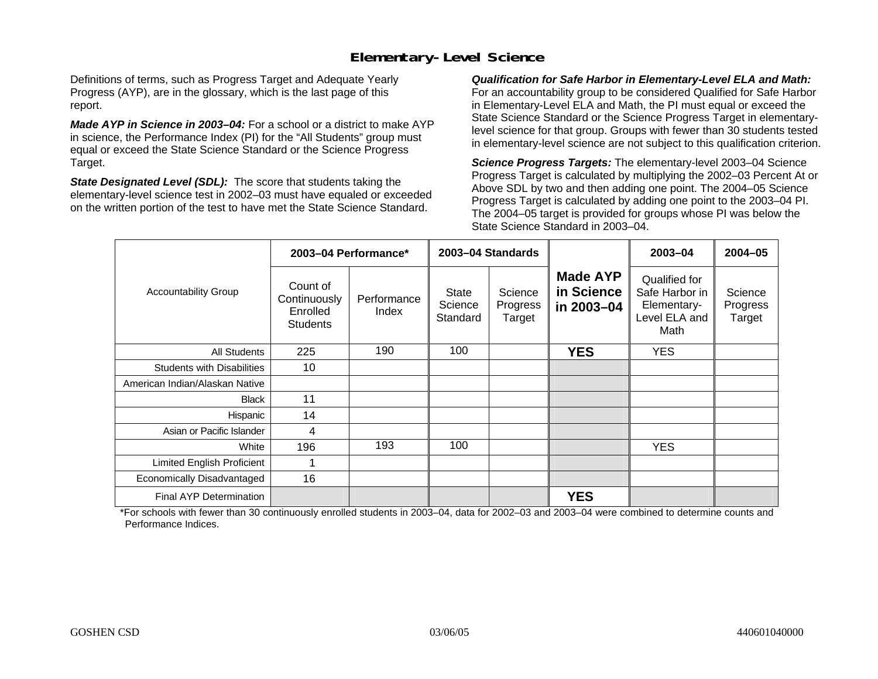# Elementary-Level Science

Definitions of terms, such as Progress Target and Adequate Yearly Progress (AYP), are in the glossary, which is the last page of this report.

***Made AYP in Science in 2003–04:*** For a school or a district to make AYP in science, the Performance Index (PI) for the "All Students" group must equal or exceed the State Science Standard or the Science Progress Target.

***State Designated Level (SDL):*** The score that students taking the elementary-level science test in 2002–03 must have equaled or exceeded on the written portion of the test to have met the State Science Standard.

***Qualification for Safe Harbor in Elementary-Level ELA and Math:*** For an accountability group to be considered Qualified for Safe Harbor in Elementary-Level ELA and Math, the PI must equal or exceed the State Science Standard or the Science Progress Target in elementary-level science for that group. Groups with fewer than 30 students tested in elementary-level science are not subject to this qualification criterion.

***Science Progress Targets:*** The elementary-level 2003–04 Science Progress Target is calculated by multiplying the 2002–03 Percent At or Above SDL by two and then adding one point. The 2004–05 Science Progress Target is calculated by adding one point to the 2003–04 PI. The 2004–05 target is provided for groups whose PI was below the State Science Standard in 2003–04.

| Accountability Group | 2003–04 Performance* | | 2003–04 Standards | | Made AYP in Science in 2003–04 | 2003–04 | 2004–05 |
|---|---|---|---|---|---|---|---|
| | Count of Continuously Enrolled Students | Performance Index | State Science Standard | Science Progress Target | | Qualified for Safe Harbor in Elementary-Level ELA and Math | Science Progress Target |
| All Students | 225 | 190 | 100 | | **YES** | YES | |
| Students with Disabilities | 10 | | | | | | |
| American Indian/Alaskan Native | | | | | | | |
| Black | 11 | | | | | | |
| Hispanic | 14 | | | | | | |
| Asian or Pacific Islander | 4 | | | | | | |
| White | 196 | 193 | 100 | | | YES | |
| Limited English Proficient | 1 | | | | | | |
| Economically Disadvantaged | 16 | | | | | | |
| Final AYP Determination | | | | | **YES** | | |

*For schools with fewer than 30 continuously enrolled students in 2003–04, data for 2002–03 and 2003–04 were combined to determine counts and Performance Indices.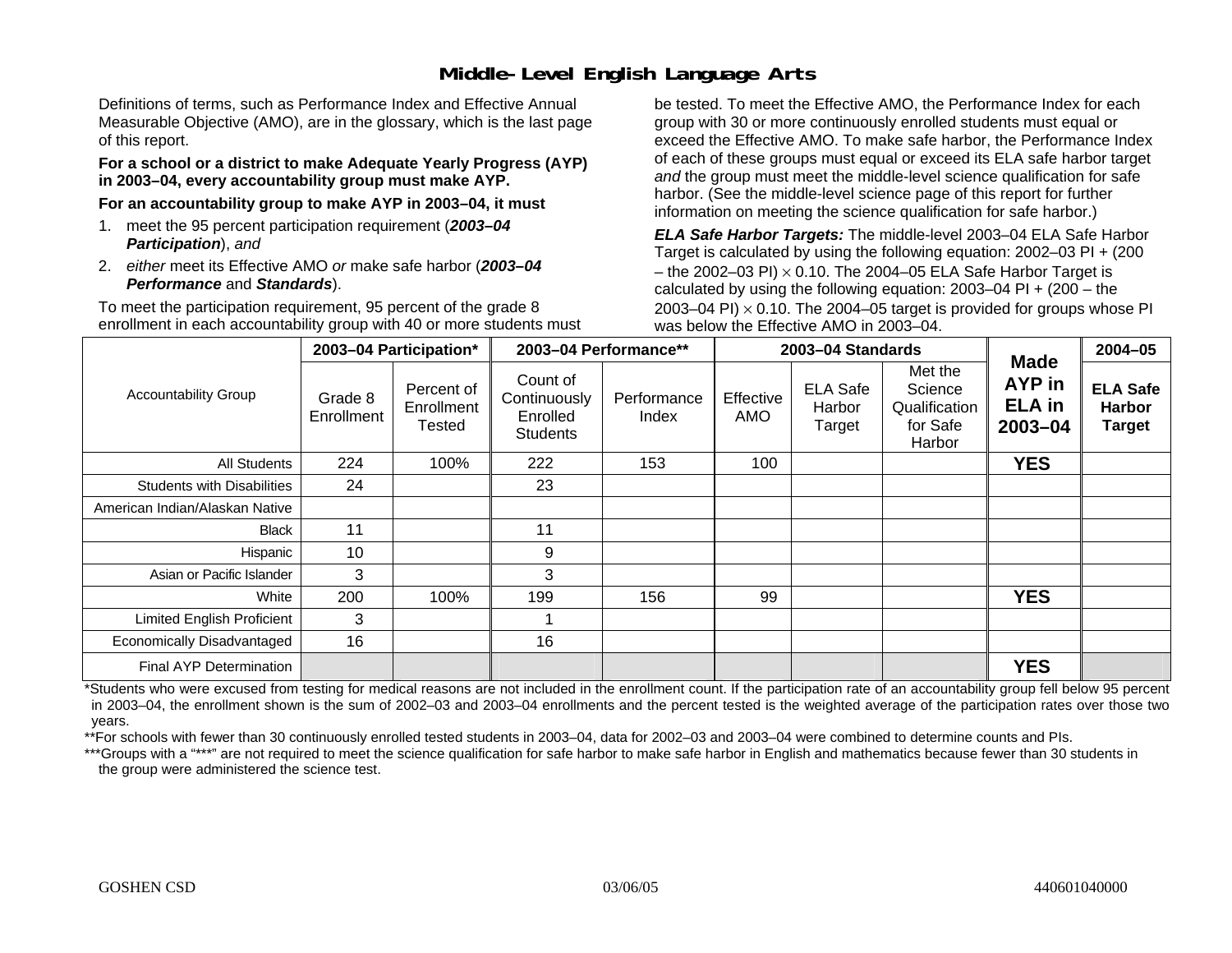# Middle-Level English Language Arts

Definitions of terms, such as Performance Index and Effective Annual Measurable Objective (AMO), are in the glossary, which is the last page of this report.

**For a school or a district to make Adequate Yearly Progress (AYP) in 2003–04, every accountability group must make AYP.**

**For an accountability group to make AYP in 2003–04, it must**

1. meet the 95 percent participation requirement (***2003–04 Participation***), *and*
2. *either* meet its Effective AMO *or* make safe harbor (***2003–04 Performance*** and ***Standards***).

To meet the participation requirement, 95 percent of the grade 8 enrollment in each accountability group with 40 or more students must be tested. To meet the Effective AMO, the Performance Index for each group with 30 or more continuously enrolled students must equal or exceed the Effective AMO. To make safe harbor, the Performance Index of each of these groups must equal or exceed its ELA safe harbor target *and* the group must meet the middle-level science qualification for safe harbor. (See the middle-level science page of this report for further information on meeting the science qualification for safe harbor.)

***ELA Safe Harbor Targets:*** The middle-level 2003–04 ELA Safe Harbor Target is calculated by using the following equation: 2002–03 PI + (200 – the 2002–03 PI) $\times$ 0.10. The 2004–05 ELA Safe Harbor Target is calculated by using the following equation: 2003–04 PI + (200 – the 2003–04 PI) $\times$ 0.10. The 2004–05 target is provided for groups whose PI was below the Effective AMO in 2003–04.

| Accountability Group | 2003–04 Participation* | | 2003–04 Performance** | | 2003–04 Standards | | | Made AYP in ELA in 2003–04 | 2004–05 |
|---|---|---|---|---|---|---|---|---|---|
| | Grade 8 Enrollment | Percent of Enrollment Tested | Count of Continuously Enrolled Students | Performance Index | Effective AMO | ELA Safe Harbor Target | Met the Science Qualification for Safe Harbor | | ELA Safe Harbor Target |
| All Students | 224 | 100% | 222 | 153 | 100 | | | YES | |
| Students with Disabilities | 24 | | 23 | | | | | | |
| American Indian/Alaskan Native | | | | | | | | | |
| Black | 11 | | 11 | | | | | | |
| Hispanic | 10 | | 9 | | | | | | |
| Asian or Pacific Islander | 3 | | 3 | | | | | | |
| White | 200 | 100% | 199 | 156 | 99 | | | YES | |
| Limited English Proficient | 3 | | 1 | | | | | | |
| Economically Disadvantaged | 16 | | 16 | | | | | | |
| Final AYP Determination | | | | | | | | YES | |

*Students who were excused from testing for medical reasons are not included in the enrollment count. If the participation rate of an accountability group fell below 95 percent in 2003–04, the enrollment shown is the sum of 2002–03 and 2003–04 enrollments and the percent tested is the weighted average of the participation rates over those two years.

**For schools with fewer than 30 continuously enrolled tested students in 2003–04, data for 2002–03 and 2003–04 were combined to determine counts and PIs.

***Groups with a "***" are not required to meet the science qualification for safe harbor to make safe harbor in English and mathematics because fewer than 30 students in the group were administered the science test.

GOSHEN CSD 03/06/05 440601040000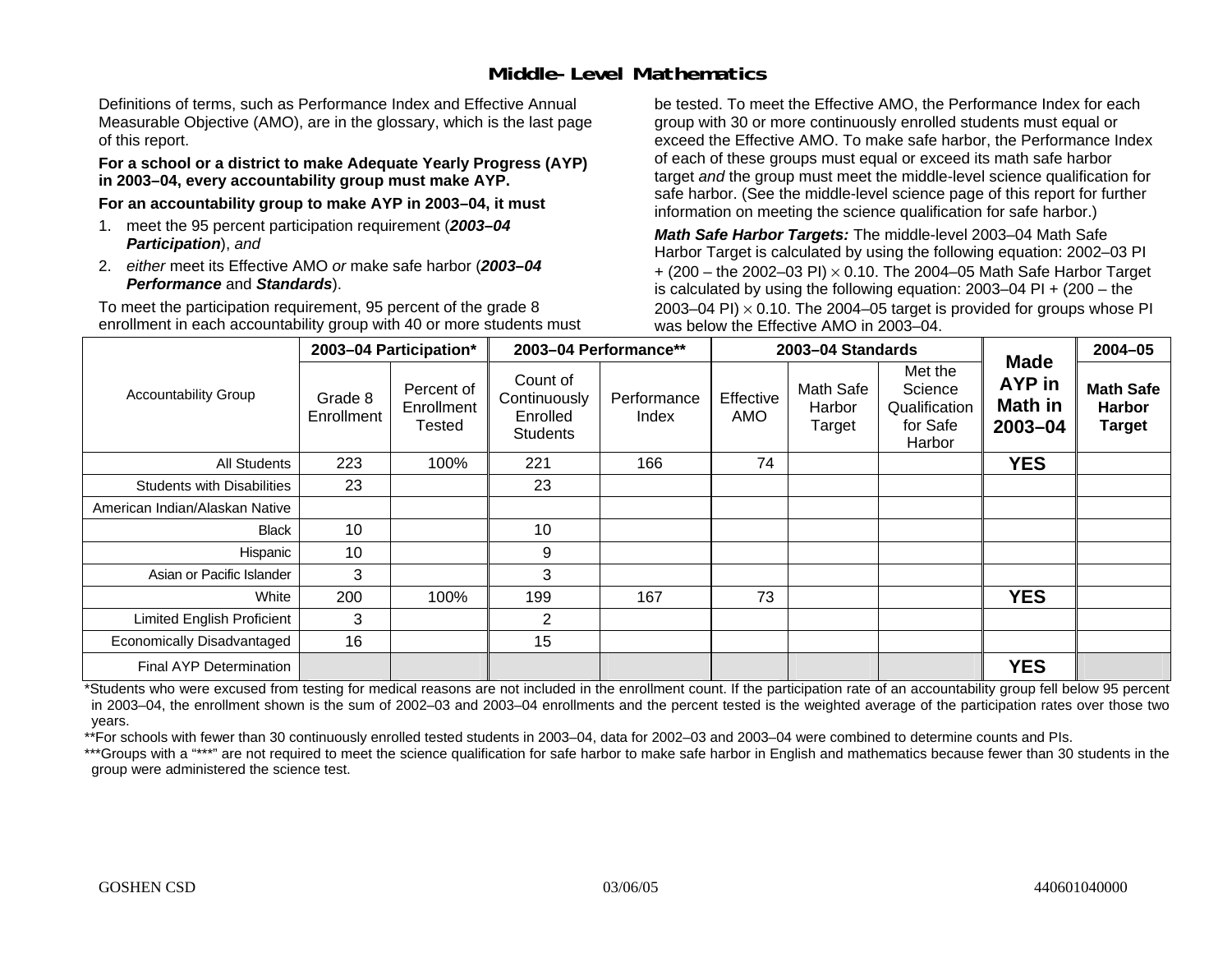# Middle-Level Mathematics

Definitions of terms, such as Performance Index and Effective Annual Measurable Objective (AMO), are in the glossary, which is the last page of this report.

**For a school or a district to make Adequate Yearly Progress (AYP) in 2003–04, every accountability group must make AYP.**

**For an accountability group to make AYP in 2003–04, it must**

1. meet the 95 percent participation requirement (***2003–04 Participation***), *and*
2. *either* meet its Effective AMO *or* make safe harbor (***2003–04 Performance*** and ***Standards***).

To meet the participation requirement, 95 percent of the grade 8 enrollment in each accountability group with 40 or more students must be tested. To meet the Effective AMO, the Performance Index for each group with 30 or more continuously enrolled students must equal or exceed the Effective AMO. To make safe harbor, the Performance Index of each of these groups must equal or exceed its math safe harbor target *and* the group must meet the middle-level science qualification for safe harbor. (See the middle-level science page of this report for further information on meeting the science qualification for safe harbor.)

***Math Safe Harbor Targets:*** The middle-level 2003–04 Math Safe Harbor Target is calculated by using the following equation: 2002–03 PI + (200 – the 2002–03 PI) × 0.10. The 2004–05 Math Safe Harbor Target is calculated by using the following equation: 2003–04 PI + (200 – the 2003–04 PI) × 0.10. The 2004–05 target is provided for groups whose PI was below the Effective AMO in 2003–04.

| Accountability Group | 2003–04 Participation* | | 2003–04 Performance** | | 2003–04 Standards | | | Made AYP in Math in 2003–04 | 2004–05 |
|---|---|---|---|---|---|---|---|---|---|
| | Grade 8 Enrollment | Percent of Enrollment Tested | Count of Continuously Enrolled Students | Performance Index | Effective AMO | Math Safe Harbor Target | Met the Science Qualification for Safe Harbor | | **Math Safe Harbor Target** |
| All Students | 223 | 100% | 221 | 166 | 74 | | | **YES** | |
| Students with Disabilities | 23 | | 23 | | | | | | |
| American Indian/Alaskan Native | | | | | | | | | |
| Black | 10 | | 10 | | | | | | |
| Hispanic | 10 | | 9 | | | | | | |
| Asian or Pacific Islander | 3 | | 3 | | | | | | |
| White | 200 | 100% | 199 | 167 | 73 | | | **YES** | |
| Limited English Proficient | 3 | | 2 | | | | | | |
| Economically Disadvantaged | 16 | | 15 | | | | | | |
| Final AYP Determination | | | | | | | | **YES** | |

*Students who were excused from testing for medical reasons are not included in the enrollment count. If the participation rate of an accountability group fell below 95 percent in 2003–04, the enrollment shown is the sum of 2002–03 and 2003–04 enrollments and the percent tested is the weighted average of the participation rates over those two years.

**For schools with fewer than 30 continuously enrolled tested students in 2003–04, data for 2002–03 and 2003–04 were combined to determine counts and PIs.

***Groups with a "***" are not required to meet the science qualification for safe harbor to make safe harbor in English and mathematics because fewer than 30 students in the group were administered the science test.

GOSHEN CSD 03/06/05 440601040000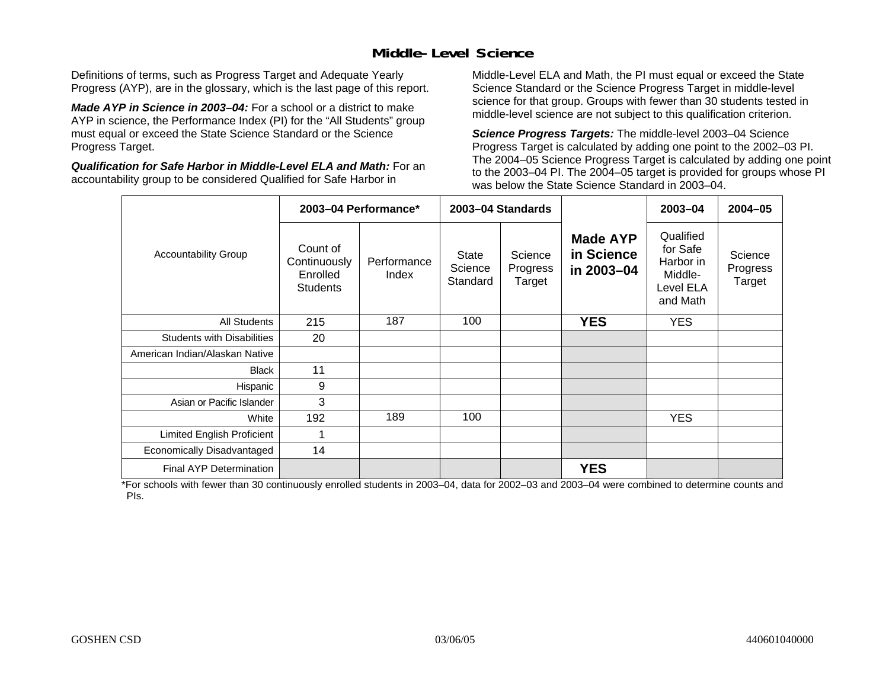## Middle-Level Science

Definitions of terms, such as Progress Target and Adequate Yearly Progress (AYP), are in the glossary, which is the last page of this report.

***Made AYP in Science in 2003–04:*** For a school or a district to make AYP in science, the Performance Index (PI) for the "All Students" group must equal or exceed the State Science Standard or the Science Progress Target.

***Qualification for Safe Harbor in Middle-Level ELA and Math:*** For an accountability group to be considered Qualified for Safe Harbor in Middle-Level ELA and Math, the PI must equal or exceed the State Science Standard or the Science Progress Target in middle-level science for that group. Groups with fewer than 30 students tested in middle-level science are not subject to this qualification criterion.

***Science Progress Targets:*** The middle-level 2003–04 Science Progress Target is calculated by adding one point to the 2002–03 PI. The 2004–05 Science Progress Target is calculated by adding one point to the 2003–04 PI. The 2004–05 target is provided for groups whose PI was below the State Science Standard in 2003–04.

| Accountability Group | 2003–04 Performance* | | 2003–04 Standards | | Made AYP in Science in 2003–04 | 2003–04 | 2004–05 |
|---|---|---|---|---|---|---|---|
| | Count of Continuously Enrolled Students | Performance Index | State Science Standard | Science Progress Target | | Qualified for Safe Harbor in Middle-Level ELA and Math | Science Progress Target |
| All Students | 215 | 187 | 100 | | **YES** | YES | |
| Students with Disabilities | 20 | | | | | | |
| American Indian/Alaskan Native | | | | | | | |
| Black | 11 | | | | | | |
| Hispanic | 9 | | | | | | |
| Asian or Pacific Islander | 3 | | | | | | |
| White | 192 | 189 | 100 | | | YES | |
| Limited English Proficient | 1 | | | | | | |
| Economically Disadvantaged | 14 | | | | | | |
| Final AYP Determination | | | | | **YES** | | |

*For schools with fewer than 30 continuously enrolled students in 2003–04, data for 2002–03 and 2003–04 were combined to determine counts and PIs.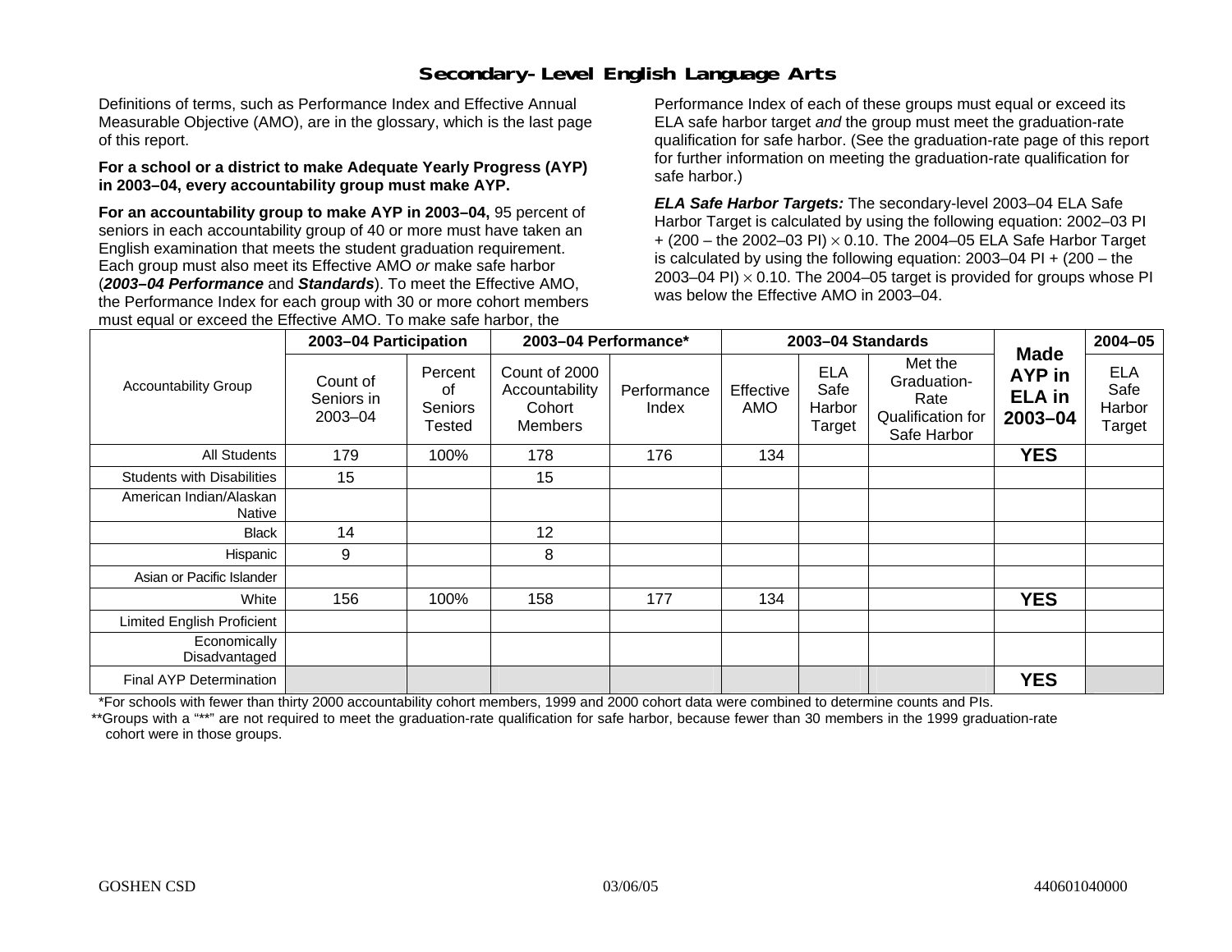## Secondary-Level English Language Arts

Definitions of terms, such as Performance Index and Effective Annual Measurable Objective (AMO), are in the glossary, which is the last page of this report.

**For a school or a district to make Adequate Yearly Progress (AYP) in 2003–04, every accountability group must make AYP.**

**For an accountability group to make AYP in 2003–04,** 95 percent of seniors in each accountability group of 40 or more must have taken an English examination that meets the student graduation requirement. Each group must also meet its Effective AMO *or* make safe harbor (***2003–04 Performance*** and ***Standards***). To meet the Effective AMO, the Performance Index for each group with 30 or more cohort members must equal or exceed the Effective AMO. To make safe harbor, the Performance Index of each of these groups must equal or exceed its ELA safe harbor target *and* the group must meet the graduation-rate qualification for safe harbor. (See the graduation-rate page of this report for further information on meeting the graduation-rate qualification for safe harbor.)

***ELA Safe Harbor Targets:*** The secondary-level 2003–04 ELA Safe Harbor Target is calculated by using the following equation: 2002–03 PI + (200 – the 2002–03 PI) $\times$ 0.10. The 2004–05 ELA Safe Harbor Target is calculated by using the following equation: 2003–04 PI + (200 – the 2003–04 PI) $\times$ 0.10. The 2004–05 target is provided for groups whose PI was below the Effective AMO in 2003–04.

| Accountability Group | 2003–04 Participation | | 2003–04 Performance* | | 2003–04 Standards | | | Made AYP in ELA in 2003–04 | 2004–05 |
|---|---|---|---|---|---|---|---|---|---|
| | Count of Seniors in 2003–04 | Percent of Seniors Tested | Count of 2000 Accountability Cohort Members | Performance Index | Effective AMO | ELA Safe Harbor Target | Met the Graduation-Rate Qualification for Safe Harbor | | ELA Safe Harbor Target |
| All Students | 179 | 100% | 178 | 176 | 134 | | | **YES** | |
| Students with Disabilities | 15 | | 15 | | | | | | |
| American Indian/Alaskan Native | | | | | | | | | |
| Black | 14 | | 12 | | | | | | |
| Hispanic | 9 | | 8 | | | | | | |
| Asian or Pacific Islander | | | | | | | | | |
| White | 156 | 100% | 158 | 177 | 134 | | | **YES** | |
| Limited English Proficient | | | | | | | | | |
| Economically Disadvantaged | | | | | | | | | |
| Final AYP Determination | | | | | | | | **YES** | |

*For schools with fewer than thirty 2000 accountability cohort members, 1999 and 2000 cohort data were combined to determine counts and PIs.

**Groups with a "**" are not required to meet the graduation-rate qualification for safe harbor, because fewer than 30 members in the 1999 graduation-rate cohort were in those groups.

GOSHEN CSD 03/06/05 440601040000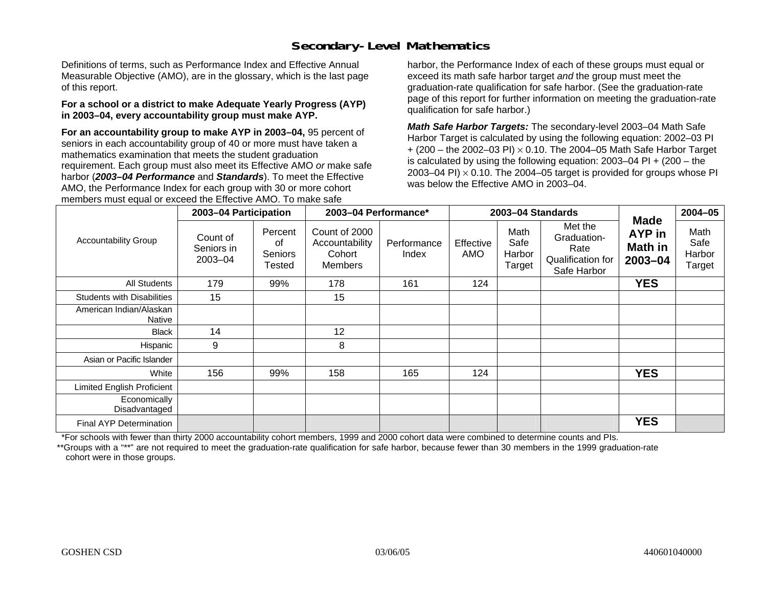# Secondary-Level Mathematics

Definitions of terms, such as Performance Index and Effective Annual Measurable Objective (AMO), are in the glossary, which is the last page of this report.

**For a school or a district to make Adequate Yearly Progress (AYP) in 2003–04, every accountability group must make AYP.**

**For an accountability group to make AYP in 2003–04,** 95 percent of seniors in each accountability group of 40 or more must have taken a mathematics examination that meets the student graduation requirement. Each group must also meet its Effective AMO *or* make safe harbor (***2003–04 Performance*** and ***Standards***). To meet the Effective AMO, the Performance Index for each group with 30 or more cohort members must equal or exceed the Effective AMO. To make safe harbor, the Performance Index of each of these groups must equal or exceed its math safe harbor target *and* the group must meet the graduation-rate qualification for safe harbor. (See the graduation-rate page of this report for further information on meeting the graduation-rate qualification for safe harbor.)

***Math Safe Harbor Targets:*** The secondary-level 2003–04 Math Safe Harbor Target is calculated by using the following equation: 2002–03 PI + (200 – the 2002–03 PI) $\times$ 0.10. The 2004–05 Math Safe Harbor Target is calculated by using the following equation: 2003–04 PI + (200 – the 2003–04 PI) $\times$ 0.10. The 2004–05 target is provided for groups whose PI was below the Effective AMO in 2003–04.

| Accountability Group | 2003–04 Participation | | 2003–04 Performance* | | 2003–04 Standards | | | Made AYP in Math in 2003–04 | 2004–05 |
|---|---|---|---|---|---|---|---|---|---|
| | Count of Seniors in 2003–04 | Percent of Seniors Tested | Count of 2000 Accountability Cohort Members | Performance Index | Effective AMO | Math Safe Harbor Target | Met the Graduation-Rate Qualification for Safe Harbor | | Math Safe Harbor Target |
| All Students | 179 | 99% | 178 | 161 | 124 | | | **YES** | |
| Students with Disabilities | 15 | | 15 | | | | | | |
| American Indian/Alaskan Native | | | | | | | | | |
| Black | 14 | | 12 | | | | | | |
| Hispanic | 9 | | 8 | | | | | | |
| Asian or Pacific Islander | | | | | | | | | |
| White | 156 | 99% | 158 | 165 | 124 | | | **YES** | |
| Limited English Proficient | | | | | | | | | |
| Economically Disadvantaged | | | | | | | | | |
| Final AYP Determination | | | | | | | | **YES** | |

*For schools with fewer than thirty 2000 accountability cohort members, 1999 and 2000 cohort data were combined to determine counts and PIs.

**Groups with a "**" are not required to meet the graduation-rate qualification for safe harbor, because fewer than 30 members in the 1999 graduation-rate cohort were in those groups.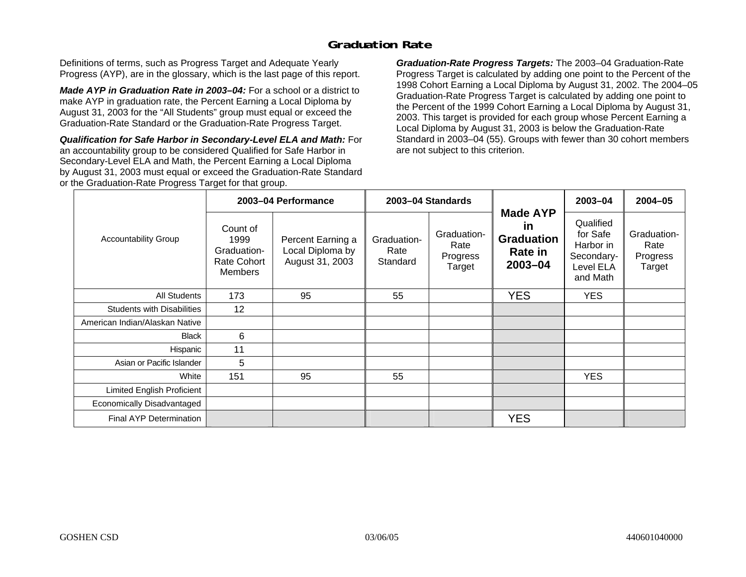## Graduation Rate

Definitions of terms, such as Progress Target and Adequate Yearly Progress (AYP), are in the glossary, which is the last page of this report.

***Made AYP in Graduation Rate in 2003–04:*** For a school or a district to make AYP in graduation rate, the Percent Earning a Local Diploma by August 31, 2003 for the "All Students" group must equal or exceed the Graduation-Rate Standard or the Graduation-Rate Progress Target.

***Qualification for Safe Harbor in Secondary-Level ELA and Math:*** For an accountability group to be considered Qualified for Safe Harbor in Secondary-Level ELA and Math, the Percent Earning a Local Diploma by August 31, 2003 must equal or exceed the Graduation-Rate Standard or the Graduation-Rate Progress Target for that group.

***Graduation-Rate Progress Targets:*** The 2003–04 Graduation-Rate Progress Target is calculated by adding one point to the Percent of the 1998 Cohort Earning a Local Diploma by August 31, 2002. The 2004–05 Graduation-Rate Progress Target is calculated by adding one point to the Percent of the 1999 Cohort Earning a Local Diploma by August 31, 2003. This target is provided for each group whose Percent Earning a Local Diploma by August 31, 2003 is below the Graduation-Rate Standard in 2003–04 (55). Groups with fewer than 30 cohort members are not subject to this criterion.

| Accountability Group | 2003–04 Performance | | 2003–04 Standards | | Made AYP in Graduation Rate in 2003–04 | 2003–04 | 2004–05 |
|---|---|---|---|---|---|---|---|
| | Count of 1999 Graduation-Rate Cohort Members | Percent Earning a Local Diploma by August 31, 2003 | Graduation-Rate Standard | Graduation-Rate Progress Target | | Qualified for Safe Harbor in Secondary-Level ELA and Math | Graduation-Rate Progress Target |
| All Students | 173 | 95 | 55 | | YES | YES | |
| Students with Disabilities | 12 | | | | | | |
| American Indian/Alaskan Native | | | | | | | |
| Black | 6 | | | | | | |
| Hispanic | 11 | | | | | | |
| Asian or Pacific Islander | 5 | | | | | | |
| White | 151 | 95 | 55 | | | YES | |
| Limited English Proficient | | | | | | | |
| Economically Disadvantaged | | | | | | | |
| Final AYP Determination | | | | | YES | | |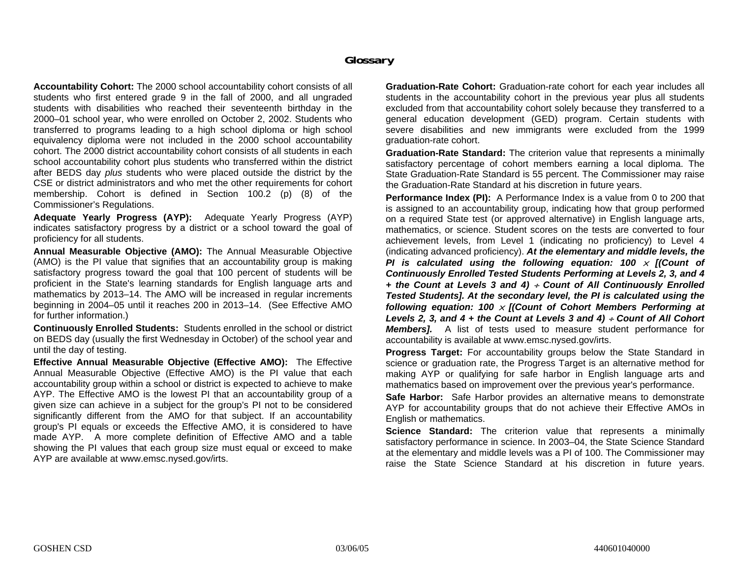# Glossary

**Accountability Cohort:** The 2000 school accountability cohort consists of all students who first entered grade 9 in the fall of 2000, and all ungraded students with disabilities who reached their seventeenth birthday in the 2000–01 school year, who were enrolled on October 2, 2002. Students who transferred to programs leading to a high school diploma or high school equivalency diploma were not included in the 2000 school accountability cohort. The 2000 district accountability cohort consists of all students in each school accountability cohort plus students who transferred within the district after BEDS day *plus* students who were placed outside the district by the CSE or district administrators and who met the other requirements for cohort membership. Cohort is defined in Section 100.2 (p) (8) of the Commissioner's Regulations.

**Adequate Yearly Progress (AYP):** Adequate Yearly Progress (AYP) indicates satisfactory progress by a district or a school toward the goal of proficiency for all students.

**Annual Measurable Objective (AMO):** The Annual Measurable Objective (AMO) is the PI value that signifies that an accountability group is making satisfactory progress toward the goal that 100 percent of students will be proficient in the State's learning standards for English language arts and mathematics by 2013–14. The AMO will be increased in regular increments beginning in 2004–05 until it reaches 200 in 2013–14. (See Effective AMO for further information.)

**Continuously Enrolled Students:** Students enrolled in the school or district on BEDS day (usually the first Wednesday in October) of the school year and until the day of testing.

**Effective Annual Measurable Objective (Effective AMO):** The Effective Annual Measurable Objective (Effective AMO) is the PI value that each accountability group within a school or district is expected to achieve to make AYP. The Effective AMO is the lowest PI that an accountability group of a given size can achieve in a subject for the group's PI not to be considered significantly different from the AMO for that subject. If an accountability group's PI equals or exceeds the Effective AMO, it is considered to have made AYP. A more complete definition of Effective AMO and a table showing the PI values that each group size must equal or exceed to make AYP are available at www.emsc.nysed.gov/irts.

**Graduation-Rate Cohort:** Graduation-rate cohort for each year includes all students in the accountability cohort in the previous year plus all students excluded from that accountability cohort solely because they transferred to a general education development (GED) program. Certain students with severe disabilities and new immigrants were excluded from the 1999 graduation-rate cohort.

**Graduation-Rate Standard:** The criterion value that represents a minimally satisfactory percentage of cohort members earning a local diploma. The State Graduation-Rate Standard is 55 percent. The Commissioner may raise the Graduation-Rate Standard at his discretion in future years.

**Performance Index (PI):** A Performance Index is a value from 0 to 200 that is assigned to an accountability group, indicating how that group performed on a required State test (or approved alternative) in English language arts, mathematics, or science. Student scores on the tests are converted to four achievement levels, from Level 1 (indicating no proficiency) to Level 4 (indicating advanced proficiency). ***At the elementary and middle levels, the PI is calculated using the following equation: 100 × [(Count of Continuously Enrolled Tested Students Performing at Levels 2, 3, and 4 + the Count at Levels 3 and 4) ÷ Count of All Continuously Enrolled Tested Students]. At the secondary level, the PI is calculated using the following equation: 100 × [(Count of Cohort Members Performing at Levels 2, 3, and 4 + the Count at Levels 3 and 4) ÷ Count of All Cohort Members].*** A list of tests used to measure student performance for accountability is available at www.emsc.nysed.gov/irts.

**Progress Target:** For accountability groups below the State Standard in science or graduation rate, the Progress Target is an alternative method for making AYP or qualifying for safe harbor in English language arts and mathematics based on improvement over the previous year's performance.

**Safe Harbor:** Safe Harbor provides an alternative means to demonstrate AYP for accountability groups that do not achieve their Effective AMOs in English or mathematics.

**Science Standard:** The criterion value that represents a minimally satisfactory performance in science. In 2003–04, the State Science Standard at the elementary and middle levels was a PI of 100. The Commissioner may raise the State Science Standard at his discretion in future years.